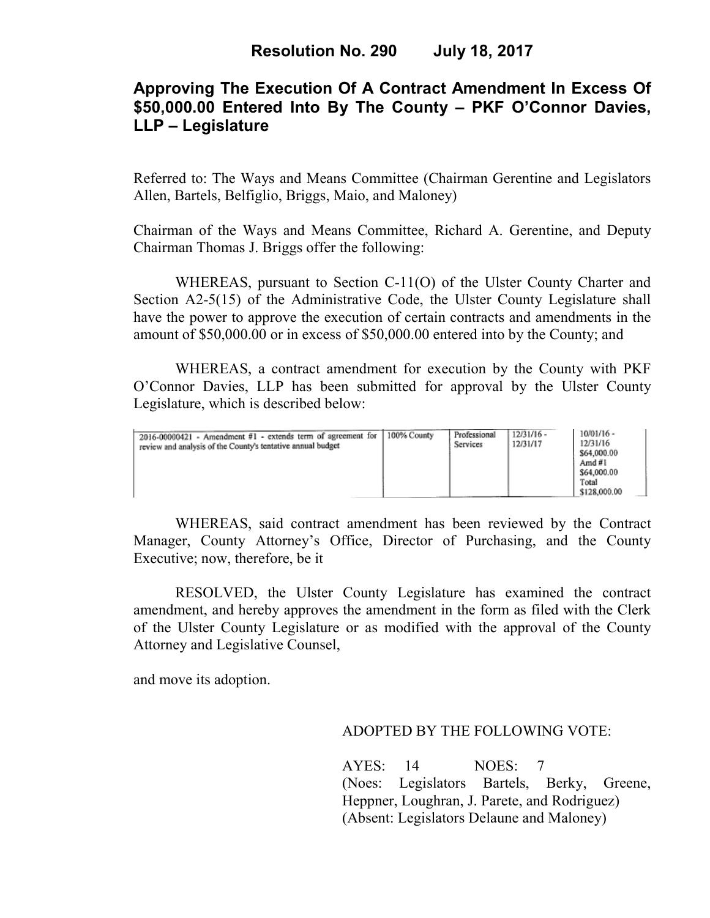**Resolution No. 290 July 18, 2017**

# Approving The Execution Of A Contract Amendment In Excess Of $50,000.00 Entered Into By The County – PKF O'Connor Davies, LLP – Legislature

Referred to: The Ways and Means Committee (Chairman Gerentine and Legislators Allen, Bartels, Belfiglio, Briggs, Maio, and Maloney)

Chairman of the Ways and Means Committee, Richard A. Gerentine, and Deputy Chairman Thomas J. Briggs offer the following:

WHEREAS, pursuant to Section C-11(O) of the Ulster County Charter and Section A2-5(15) of the Administrative Code, the Ulster County Legislature shall have the power to approve the execution of certain contracts and amendments in the amount of $50,000.00 or in excess of $50,000.00 entered into by the County; and

WHEREAS, a contract amendment for execution by the County with PKF O'Connor Davies, LLP has been submitted for approval by the Ulster County Legislature, which is described below:

| | | | | |
|---|---|---|---|---|
| 2016-00000421 - Amendment #1 - extends term of agreement for review and analysis of the County's tentative annual budget | 100% County | Professional Services | 12/31/16 - 12/31/17 | 10/01/16 - 12/31/16 $64,000.00 Amd #1 $64,000.00 Total $128,000.00 |

WHEREAS, said contract amendment has been reviewed by the Contract Manager, County Attorney's Office, Director of Purchasing, and the County Executive; now, therefore, be it

RESOLVED, the Ulster County Legislature has examined the contract amendment, and hereby approves the amendment in the form as filed with the Clerk of the Ulster County Legislature or as modified with the approval of the County Attorney and Legislative Counsel,

and move its adoption.

ADOPTED BY THE FOLLOWING VOTE:

AYES: 14 NOES: 7
(Noes: Legislators Bartels, Berky, Greene, Heppner, Loughran, J. Parete, and Rodriguez)
(Absent: Legislators Delaune and Maloney)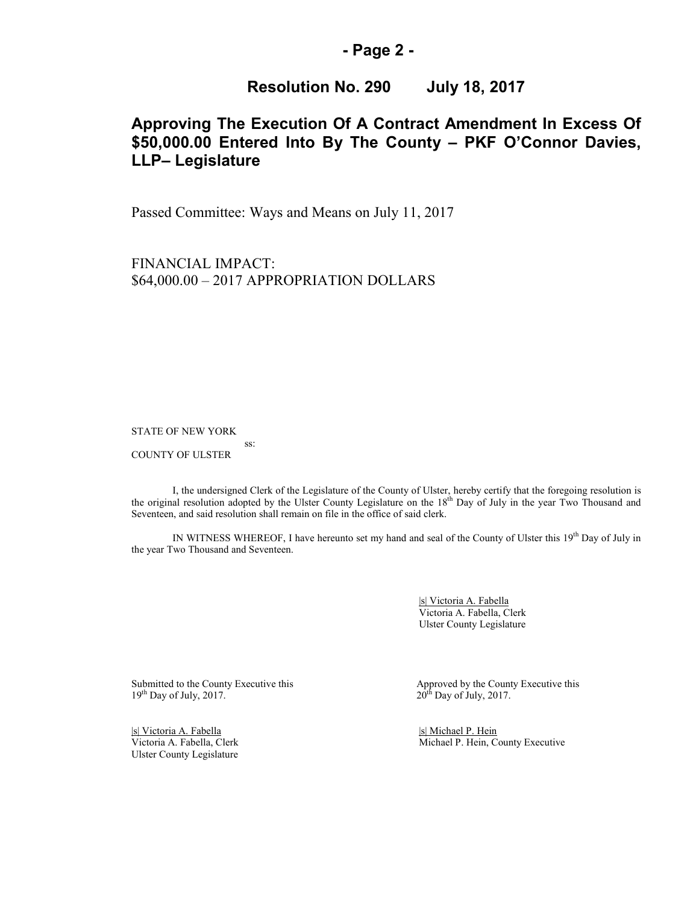## Resolution No. 290 July 18, 2017

## Approving The Execution Of A Contract Amendment In Excess Of $50,000.00 Entered Into By The County – PKF O'Connor Davies, LLP– Legislature

Passed Committee: Ways and Means on July 11, 2017

FINANCIAL IMPACT:
$64,000.00 – 2017 APPROPRIATION DOLLARS

STATE OF NEW YORK
ss:
COUNTY OF ULSTER

I, the undersigned Clerk of the Legislature of the County of Ulster, hereby certify that the foregoing resolution is the original resolution adopted by the Ulster County Legislature on the 18th Day of July in the year Two Thousand and Seventeen, and said resolution shall remain on file in the office of said clerk.

IN WITNESS WHEREOF, I have hereunto set my hand and seal of the County of Ulster this 19th Day of July in the year Two Thousand and Seventeen.

|s| Victoria A. Fabella
Victoria A. Fabella, Clerk
Ulster County Legislature

Submitted to the County Executive this 19th Day of July, 2017.

|s| Victoria A. Fabella
Victoria A. Fabella, Clerk
Ulster County Legislature

Approved by the County Executive this 20th Day of July, 2017.

|s| Michael P. Hein
Michael P. Hein, County Executive